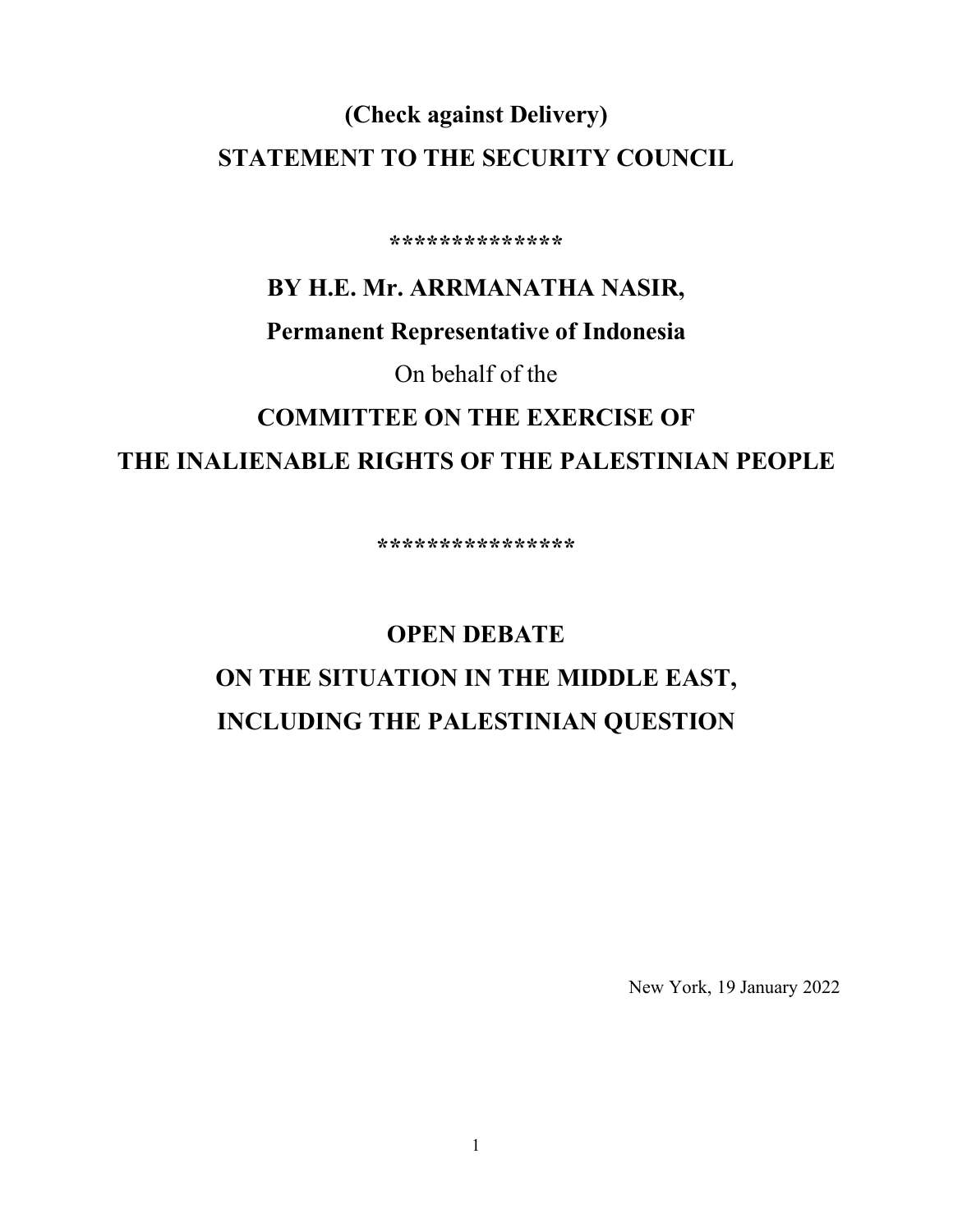**(Check against Delivery)**

**STATEMENT TO THE SECURITY COUNCIL**

**\*\*\*\*\*\*\*\*\*\*\*\*\*\***

**BY H.E. Mr. ARRMANATHA NASIR,**

**Permanent Representative of Indonesia**

On behalf of the

**COMMITTEE ON THE EXERCISE OF THE INALIENABLE RIGHTS OF THE PALESTINIAN PEOPLE**

**\*\*\*\*\*\*\*\*\*\*\*\*\*\*\*\***

# OPEN DEBATE ON THE SITUATION IN THE MIDDLE EAST, INCLUDING THE PALESTINIAN QUESTION

New York, 19 January 2022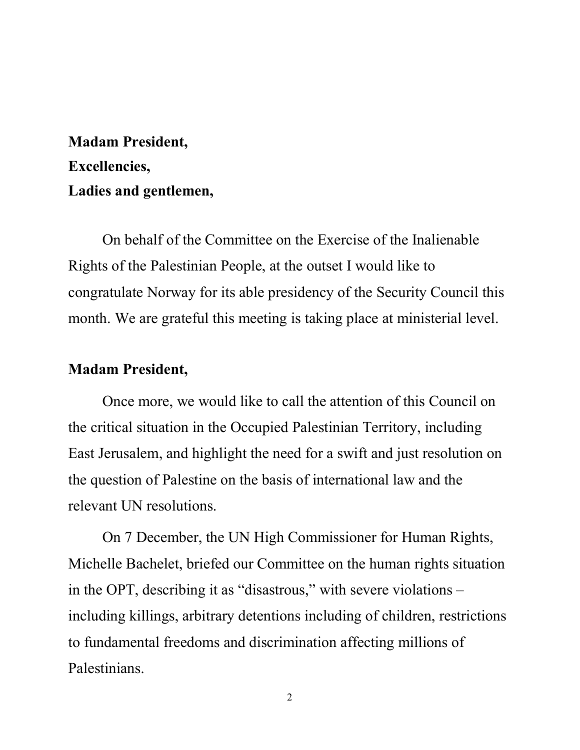**Madam President,**
**Excellencies,**
**Ladies and gentlemen,**

On behalf of the Committee on the Exercise of the Inalienable Rights of the Palestinian People, at the outset I would like to congratulate Norway for its able presidency of the Security Council this month. We are grateful this meeting is taking place at ministerial level.

**Madam President,**

Once more, we would like to call the attention of this Council on the critical situation in the Occupied Palestinian Territory, including East Jerusalem, and highlight the need for a swift and just resolution on the question of Palestine on the basis of international law and the relevant UN resolutions.

On 7 December, the UN High Commissioner for Human Rights, Michelle Bachelet, briefed our Committee on the human rights situation in the OPT, describing it as "disastrous," with severe violations – including killings, arbitrary detentions including of children, restrictions to fundamental freedoms and discrimination affecting millions of Palestinians.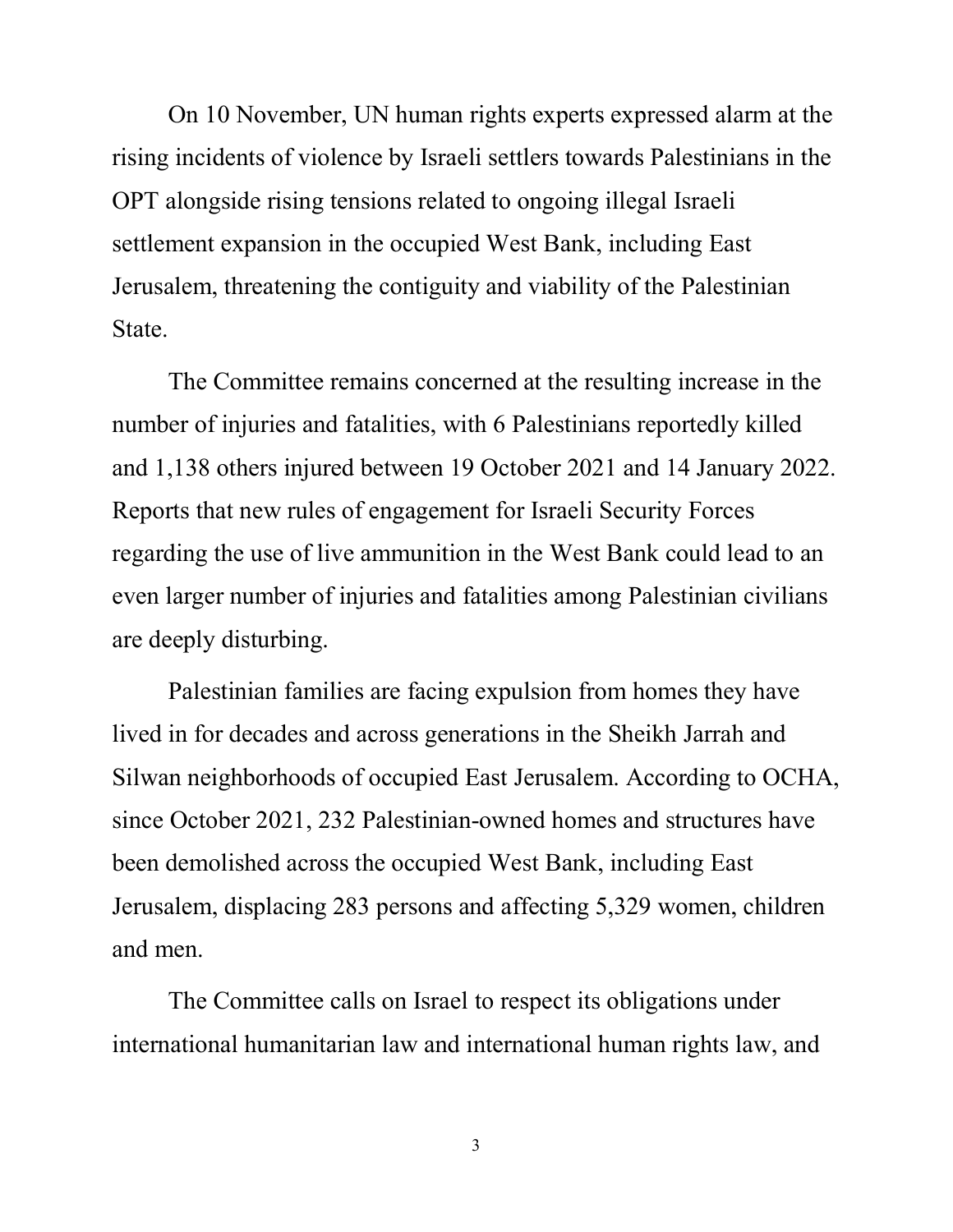On 10 November, UN human rights experts expressed alarm at the rising incidents of violence by Israeli settlers towards Palestinians in the OPT alongside rising tensions related to ongoing illegal Israeli settlement expansion in the occupied West Bank, including East Jerusalem, threatening the contiguity and viability of the Palestinian State.

The Committee remains concerned at the resulting increase in the number of injuries and fatalities, with 6 Palestinians reportedly killed and 1,138 others injured between 19 October 2021 and 14 January 2022. Reports that new rules of engagement for Israeli Security Forces regarding the use of live ammunition in the West Bank could lead to an even larger number of injuries and fatalities among Palestinian civilians are deeply disturbing.

Palestinian families are facing expulsion from homes they have lived in for decades and across generations in the Sheikh Jarrah and Silwan neighborhoods of occupied East Jerusalem. According to OCHA, since October 2021, 232 Palestinian-owned homes and structures have been demolished across the occupied West Bank, including East Jerusalem, displacing 283 persons and affecting 5,329 women, children and men.

The Committee calls on Israel to respect its obligations under international humanitarian law and international human rights law, and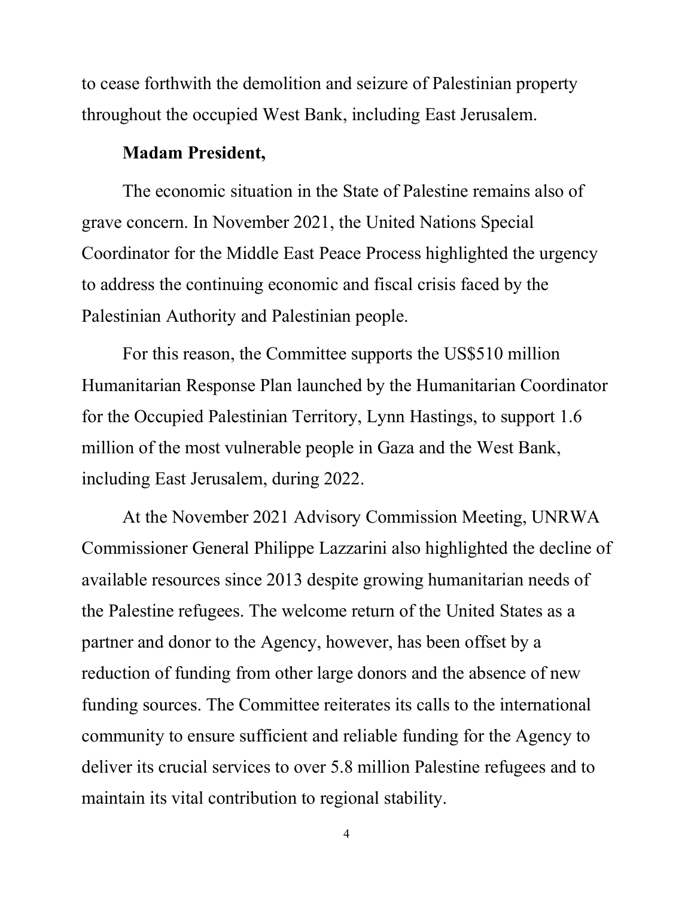to cease forthwith the demolition and seizure of Palestinian property throughout the occupied West Bank, including East Jerusalem.

**Madam President,**

The economic situation in the State of Palestine remains also of grave concern. In November 2021, the United Nations Special Coordinator for the Middle East Peace Process highlighted the urgency to address the continuing economic and fiscal crisis faced by the Palestinian Authority and Palestinian people.

For this reason, the Committee supports the US$510 million Humanitarian Response Plan launched by the Humanitarian Coordinator for the Occupied Palestinian Territory, Lynn Hastings, to support 1.6 million of the most vulnerable people in Gaza and the West Bank, including East Jerusalem, during 2022.

At the November 2021 Advisory Commission Meeting, UNRWA Commissioner General Philippe Lazzarini also highlighted the decline of available resources since 2013 despite growing humanitarian needs of the Palestine refugees. The welcome return of the United States as a partner and donor to the Agency, however, has been offset by a reduction of funding from other large donors and the absence of new funding sources. The Committee reiterates its calls to the international community to ensure sufficient and reliable funding for the Agency to deliver its crucial services to over 5.8 million Palestine refugees and to maintain its vital contribution to regional stability.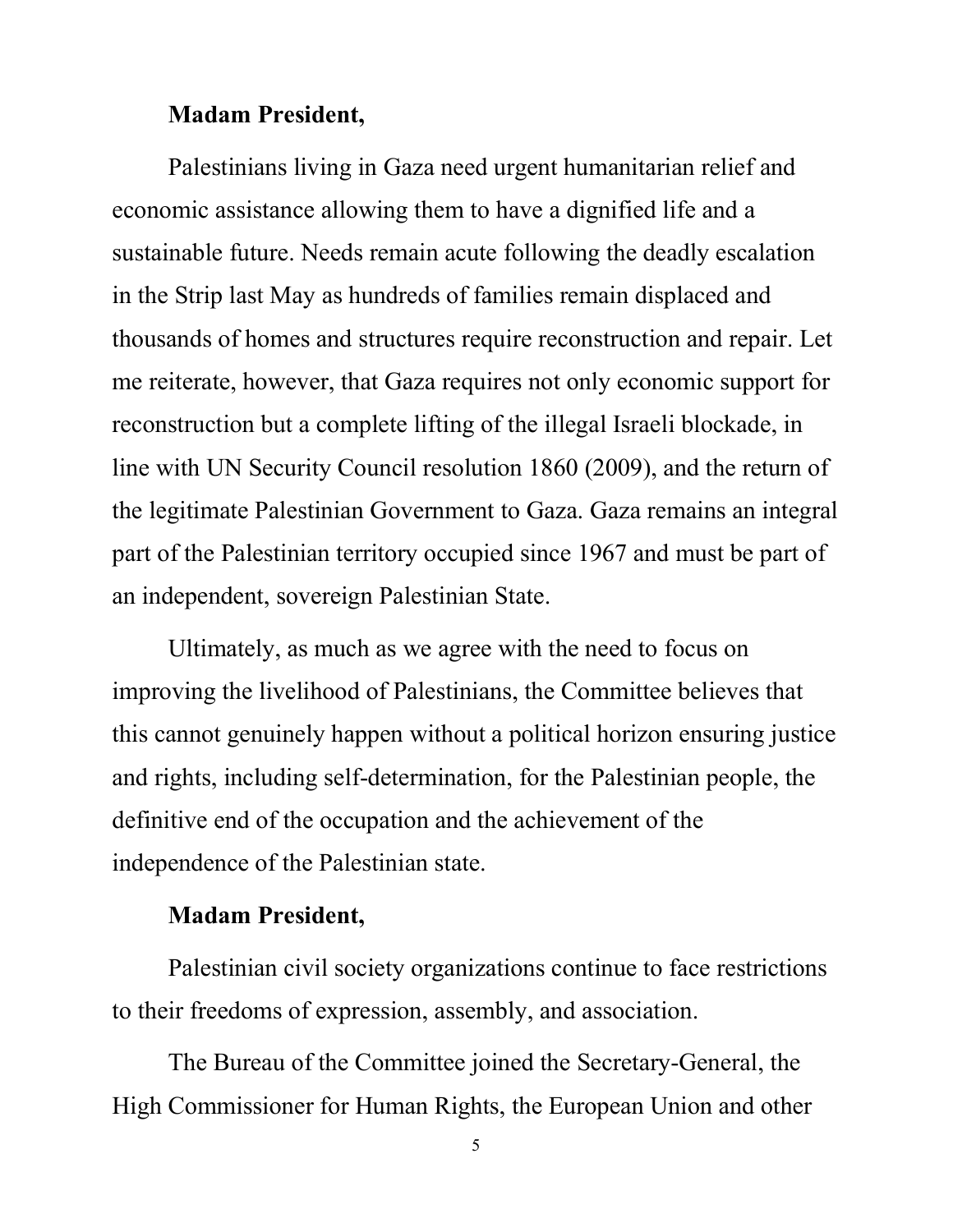**Madam President,**

Palestinians living in Gaza need urgent humanitarian relief and economic assistance allowing them to have a dignified life and a sustainable future. Needs remain acute following the deadly escalation in the Strip last May as hundreds of families remain displaced and thousands of homes and structures require reconstruction and repair. Let me reiterate, however, that Gaza requires not only economic support for reconstruction but a complete lifting of the illegal Israeli blockade, in line with UN Security Council resolution 1860 (2009), and the return of the legitimate Palestinian Government to Gaza. Gaza remains an integral part of the Palestinian territory occupied since 1967 and must be part of an independent, sovereign Palestinian State.

Ultimately, as much as we agree with the need to focus on improving the livelihood of Palestinians, the Committee believes that this cannot genuinely happen without a political horizon ensuring justice and rights, including self-determination, for the Palestinian people, the definitive end of the occupation and the achievement of the independence of the Palestinian state.

**Madam President,**

Palestinian civil society organizations continue to face restrictions to their freedoms of expression, assembly, and association.

The Bureau of the Committee joined the Secretary-General, the High Commissioner for Human Rights, the European Union and other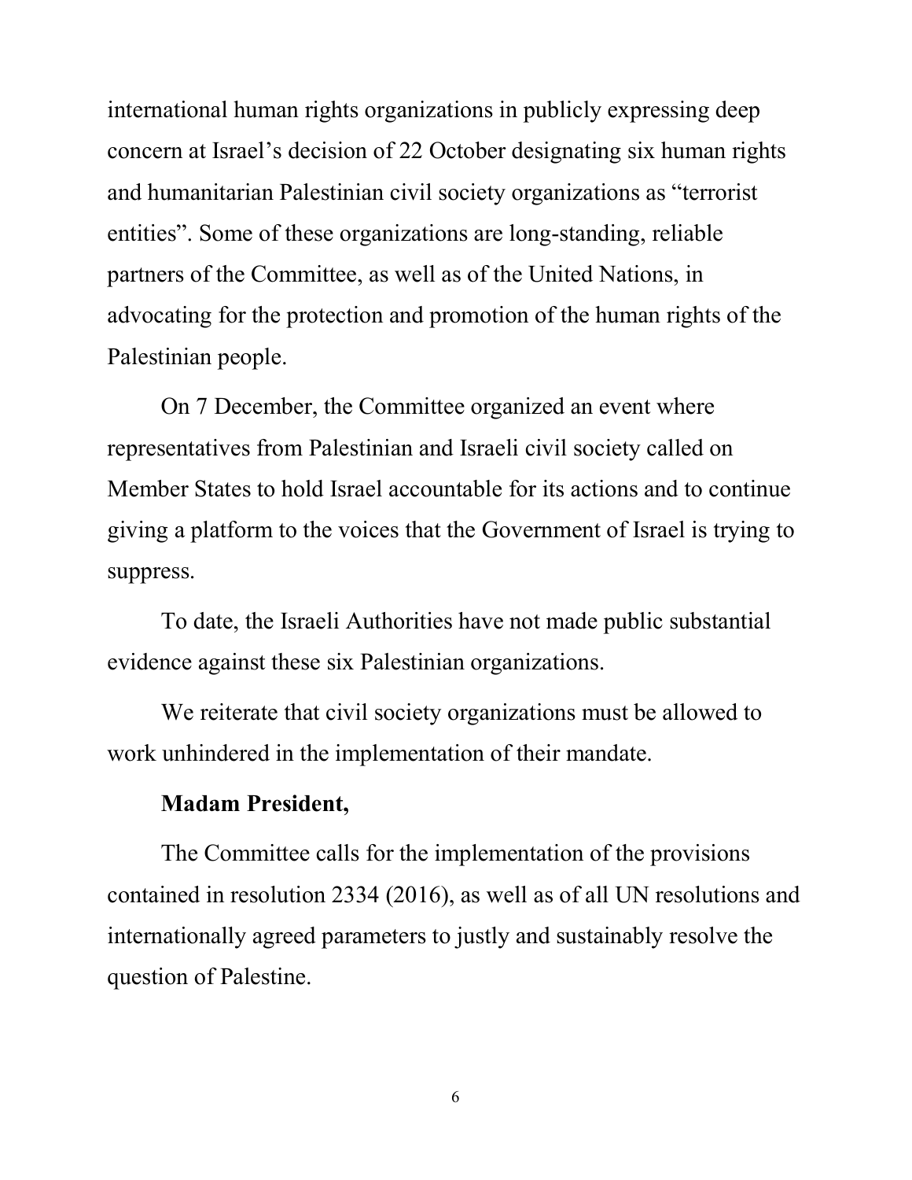international human rights organizations in publicly expressing deep concern at Israel's decision of 22 October designating six human rights and humanitarian Palestinian civil society organizations as "terrorist entities". Some of these organizations are long-standing, reliable partners of the Committee, as well as of the United Nations, in advocating for the protection and promotion of the human rights of the Palestinian people.

On 7 December, the Committee organized an event where representatives from Palestinian and Israeli civil society called on Member States to hold Israel accountable for its actions and to continue giving a platform to the voices that the Government of Israel is trying to suppress.

To date, the Israeli Authorities have not made public substantial evidence against these six Palestinian organizations.

We reiterate that civil society organizations must be allowed to work unhindered in the implementation of their mandate.

**Madam President,**

The Committee calls for the implementation of the provisions contained in resolution 2334 (2016), as well as of all UN resolutions and internationally agreed parameters to justly and sustainably resolve the question of Palestine.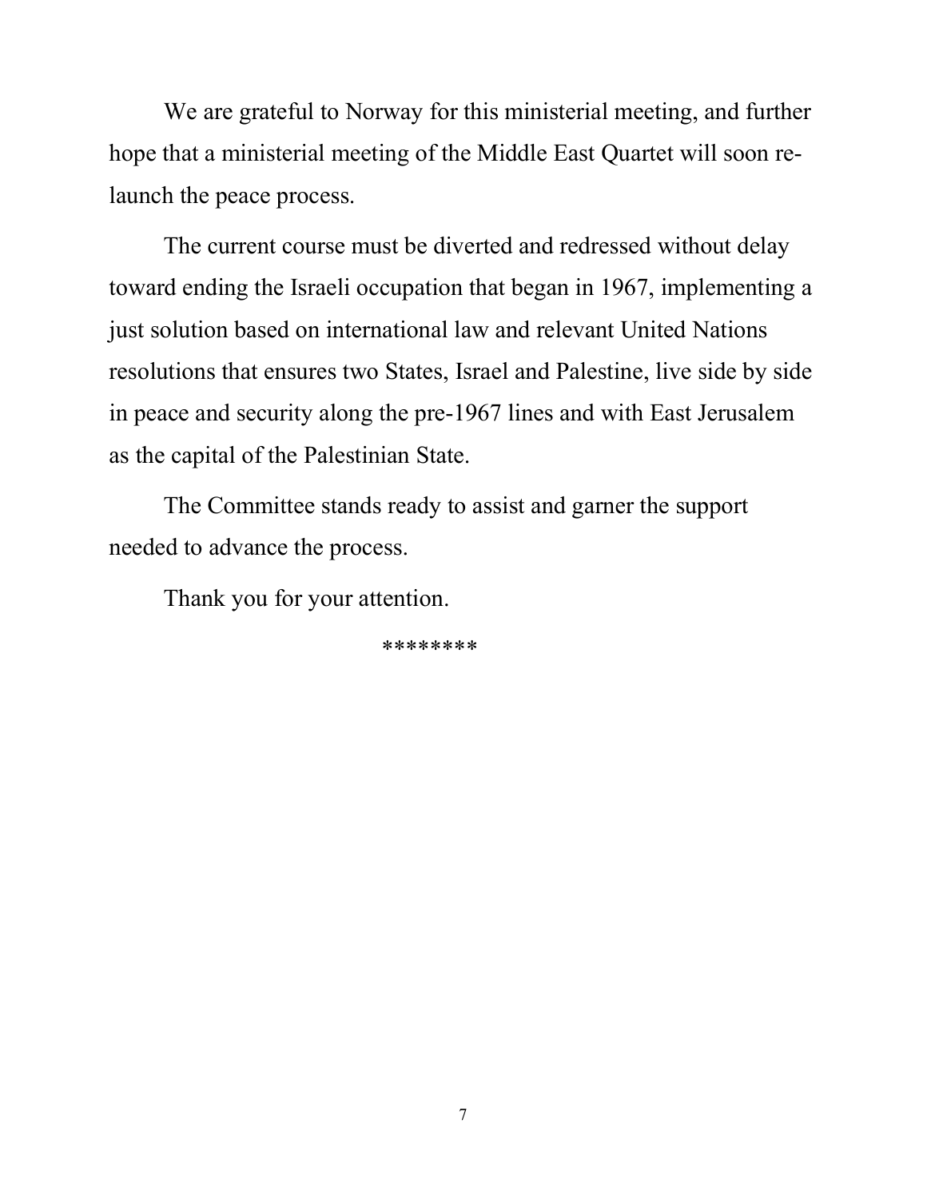We are grateful to Norway for this ministerial meeting, and further hope that a ministerial meeting of the Middle East Quartet will soon re-launch the peace process.

The current course must be diverted and redressed without delay toward ending the Israeli occupation that began in 1967, implementing a just solution based on international law and relevant United Nations resolutions that ensures two States, Israel and Palestine, live side by side in peace and security along the pre-1967 lines and with East Jerusalem as the capital of the Palestinian State.

The Committee stands ready to assist and garner the support needed to advance the process.

Thank you for your attention.

********